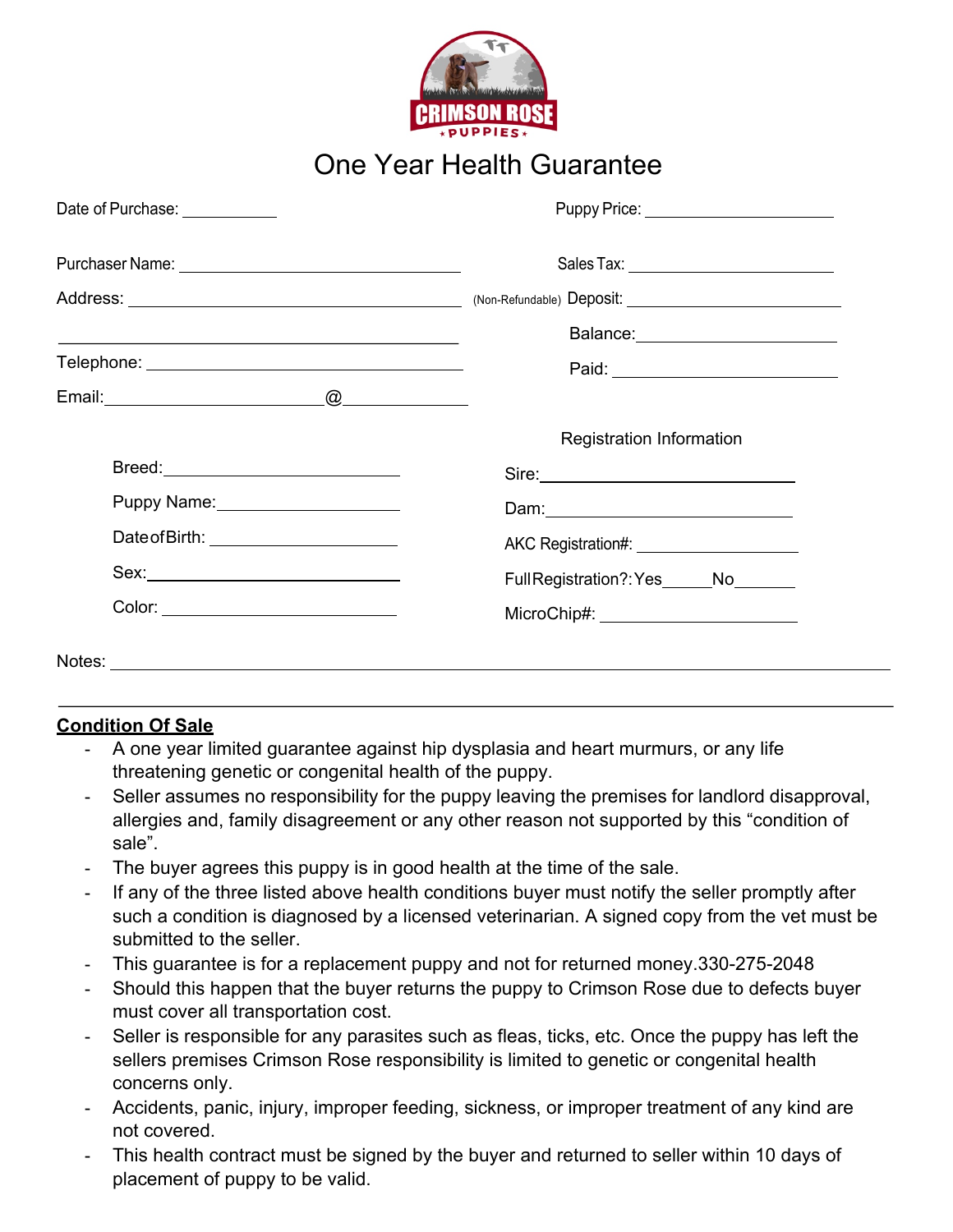CRIMSON ROSE
PUPPIES

# One Year Health Guarantee

Date of Purchase: ___________

Puppy Price: ____________________

Purchaser Name: ______________________________

Sales Tax: ______________________

Address: ________________________________

(Non-Refundable) Deposit: ______________________

________________________________________

Balance: ____________________

Telephone: ________________________________

Paid: ______________________

Email: _____________________ @ ___________

Breed: ______________________

Puppy Name: ____________________

DateofBirth: ____________________

Sex: ________________________

Color: ________________________

Registration Information

Sire: ________________________

Dam: ________________________

AKC Registration#: __________________

FullRegistration?: Yes_____ No_______

MicroChip#: ____________________

Notes: ____________________________________________________________________________

______________________________________________________________________________________

**Condition Of Sale**

- A one year limited guarantee against hip dysplasia and heart murmurs, or any life threatening genetic or congenital health of the puppy.
- Seller assumes no responsibility for the puppy leaving the premises for landlord disapproval, allergies and, family disagreement or any other reason not supported by this "condition of sale".
- The buyer agrees this puppy is in good health at the time of the sale.
- If any of the three listed above health conditions buyer must notify the seller promptly after such a condition is diagnosed by a licensed veterinarian. A signed copy from the vet must be submitted to the seller.
- This guarantee is for a replacement puppy and not for returned money.330-275-2048
- Should this happen that the buyer returns the puppy to Crimson Rose due to defects buyer must cover all transportation cost.
- Seller is responsible for any parasites such as fleas, ticks, etc. Once the puppy has left the sellers premises Crimson Rose responsibility is limited to genetic or congenital health concerns only.
- Accidents, panic, injury, improper feeding, sickness, or improper treatment of any kind are not covered.
- This health contract must be signed by the buyer and returned to seller within 10 days of placement of puppy to be valid.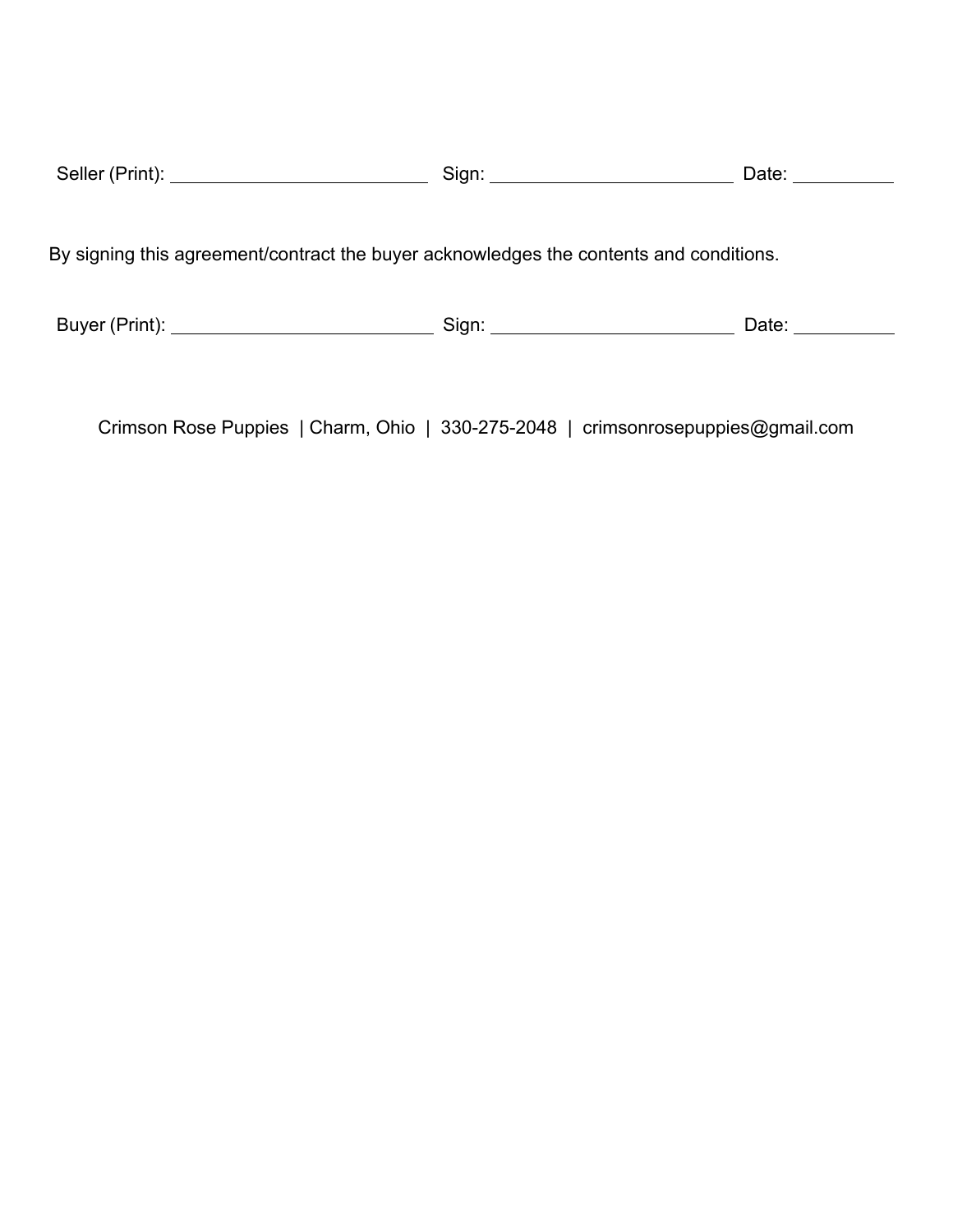Seller (Print): ____________________________ Sign: ____________________________ Date: ____________

By signing this agreement/contract the buyer acknowledges the contents and conditions.

Buyer (Print): ____________________________ Sign: ____________________________ Date: ____________

Crimson Rose Puppies | Charm, Ohio | 330-275-2048 | crimsonrosepuppies@gmail.com